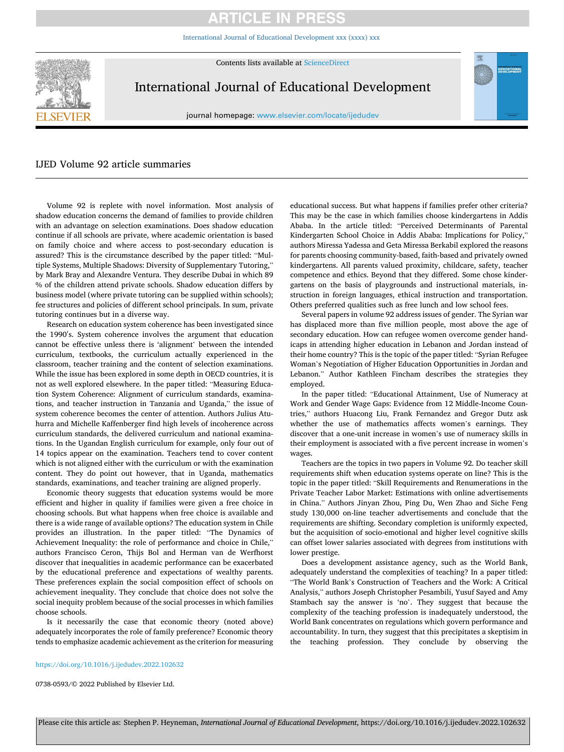# IJED Volume 92 article summaries

Volume 92 is replete with novel information. Most analysis of shadow education concerns the demand of families to provide children with an advantage on selection examinations. Does shadow education continue if all schools are private, where academic orientation is based on family choice and where access to post-secondary education is assured? This is the circumstance described by the paper titled: "Multiple Systems, Multiple Shadows: Diversity of Supplementary Tutoring," by Mark Bray and Alexandre Ventura. They describe Dubai in which 89 % of the children attend private schools. Shadow education differs by business model (where private tutoring can be supplied within schools); fee structures and policies of different school principals. In sum, private tutoring continues but in a diverse way.

Research on education system coherence has been investigated since the 1990′s. System coherence involves the argument that education cannot be effective unless there is 'alignment' between the intended curriculum, textbooks, the curriculum actually experienced in the classroom, teacher training and the content of selection examinations. While the issue has been explored in some depth in OECD countries, it is not as well explored elsewhere. In the paper titled: "Measuring Education System Coherence: Alignment of curriculum standards, examinations, and teacher instruction in Tanzania and Uganda," the issue of system coherence becomes the center of attention. Authors Julius Atuhurra and Michelle Kaffenberger find high levels of incoherence across curriculum standards, the delivered curriculum and national examinations. In the Ugandan English curriculum for example, only four out of 14 topics appear on the examination. Teachers tend to cover content which is not aligned either with the curriculum or with the examination content. They do point out however, that in Uganda, mathematics standards, examinations, and teacher training are aligned properly.

Economic theory suggests that education systems would be more efficient and higher in quality if families were given a free choice in choosing schools. But what happens when free choice is available and there is a wide range of available options? The education system in Chile provides an illustration. In the paper titled: "The Dynamics of Achievement Inequality: the role of performance and choice in Chile," authors Francisco Ceron, Thijs Bol and Herman van de Werfhorst discover that inequalities in academic performance can be exacerbated by the educational preference and expectations of wealthy parents. These preferences explain the social composition effect of schools on achievement inequality. They conclude that choice does not solve the social inequity problem because of the social processes in which families choose schools.

Is it necessarily the case that economic theory (noted above) adequately incorporates the role of family preference? Economic theory tends to emphasize academic achievement as the criterion for measuring educational success. But what happens if families prefer other criteria? This may be the case in which families choose kindergartens in Addis Ababa. In the article titled: "Perceived Determinants of Parental Kindergarten School Choice in Addis Ababa: Implications for Policy," authors Miressa Yadessa and Geta Miressa Berkabil explored the reasons for parents choosing community-based, faith-based and privately owned kindergartens. All parents valued proximity, childcare, safety, teacher competence and ethics. Beyond that they differed. Some chose kindergartens on the basis of playgrounds and instructional materials, instruction in foreign languages, ethical instruction and transportation. Others preferred qualities such as free lunch and low school fees.

Several papers in volume 92 address issues of gender. The Syrian war has displaced more than five million people, most above the age of secondary education. How can refugee women overcome gender handicaps in attending higher education in Lebanon and Jordan instead of their home country? This is the topic of the paper titled: "Syrian Refugee Woman's Negotiation of Higher Education Opportunities in Jordan and Lebanon." Author Kathleen Fincham describes the strategies they employed.

In the paper titled: "Educational Attainment, Use of Numeracy at Work and Gender Wage Gaps: Evidence from 12 Middle-Income Countries," authors Huacong Liu, Frank Fernandez and Gregor Dutz ask whether the use of mathematics affects women's earnings. They discover that a one-unit increase in women's use of numeracy skills in their employment is associated with a five percent increase in women's wages.

Teachers are the topics in two papers in Volume 92. Do teacher skill requirements shift when education systems operate on line? This is the topic in the paper titled: "Skill Requirements and Renumerations in the Private Teacher Labor Market: Estimations with online advertisements in China." Authors Jinyan Zhou, Ping Du, Wen Zhao and Siche Feng study 130,000 on-line teacher advertisements and conclude that the requirements are shifting. Secondary completion is uniformly expected, but the acquisition of socio-emotional and higher level cognitive skills can offset lower salaries associated with degrees from institutions with lower prestige.

Does a development assistance agency, such as the World Bank, adequately understand the complexities of teaching? In a paper titled: "The World Bank's Construction of Teachers and the Work: A Critical Analysis," authors Joseph Christopher Pesambili, Yusuf Sayed and Amy Stambach say the answer is 'no'. They suggest that because the complexity of the teaching profession is inadequately understood, the World Bank concentrates on regulations which govern performance and accountability. In turn, they suggest that this precipitates a skeptism in the teaching profession. They conclude by observing the

https://doi.org/10.1016/j.ijedudev.2022.102632

0738-0593/© 2022 Published by Elsevier Ltd.

Please cite this article as: Stephen P. Heyneman, *International Journal of Educational Development*, https://doi.org/10.1016/j.ijedudev.2022.102632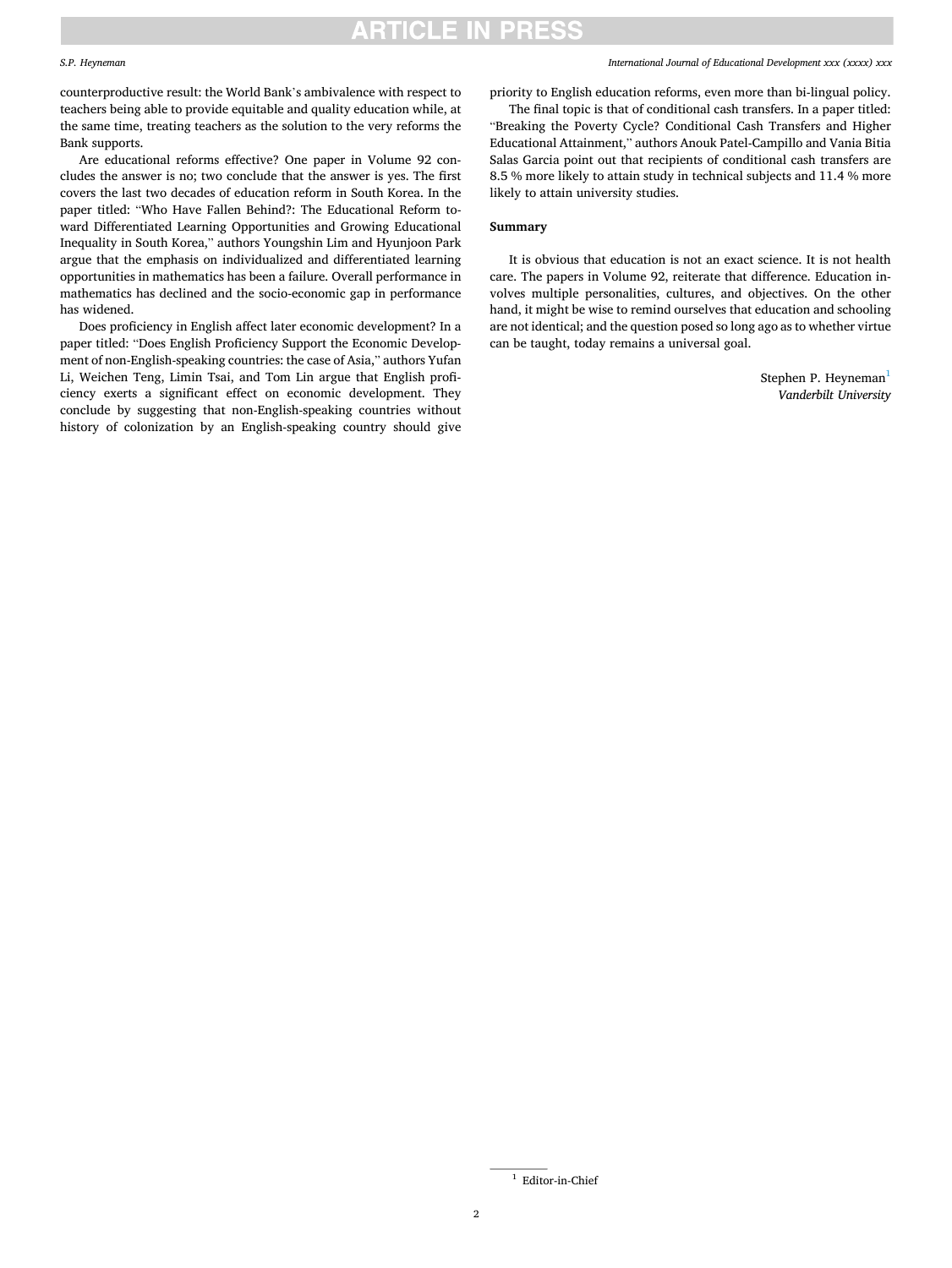counterproductive result: the World Bank's ambivalence with respect to teachers being able to provide equitable and quality education while, at the same time, treating teachers as the solution to the very reforms the Bank supports.

Are educational reforms effective? One paper in Volume 92 concludes the answer is no; two conclude that the answer is yes. The first covers the last two decades of education reform in South Korea. In the paper titled: "Who Have Fallen Behind?: The Educational Reform toward Differentiated Learning Opportunities and Growing Educational Inequality in South Korea," authors Youngshin Lim and Hyunjoon Park argue that the emphasis on individualized and differentiated learning opportunities in mathematics has been a failure. Overall performance in mathematics has declined and the socio-economic gap in performance has widened.

Does proficiency in English affect later economic development? In a paper titled: "Does English Proficiency Support the Economic Development of non-English-speaking countries: the case of Asia," authors Yufan Li, Weichen Teng, Limin Tsai, and Tom Lin argue that English proficiency exerts a significant effect on economic development. They conclude by suggesting that non-English-speaking countries without history of colonization by an English-speaking country should give priority to English education reforms, even more than bi-lingual policy.

The final topic is that of conditional cash transfers. In a paper titled: "Breaking the Poverty Cycle? Conditional Cash Transfers and Higher Educational Attainment," authors Anouk Patel-Campillo and Vania Bitia Salas Garcia point out that recipients of conditional cash transfers are 8.5 % more likely to attain study in technical subjects and 11.4 % more likely to attain university studies.

## Summary

It is obvious that education is not an exact science. It is not health care. The papers in Volume 92, reiterate that difference. Education involves multiple personalities, cultures, and objectives. On the other hand, it might be wise to remind ourselves that education and schooling are not identical; and the question posed so long ago as to whether virtue can be taught, today remains a universal goal.

Stephen P. Heyneman[1]
*Vanderbilt University*

[1] Editor-in-Chief